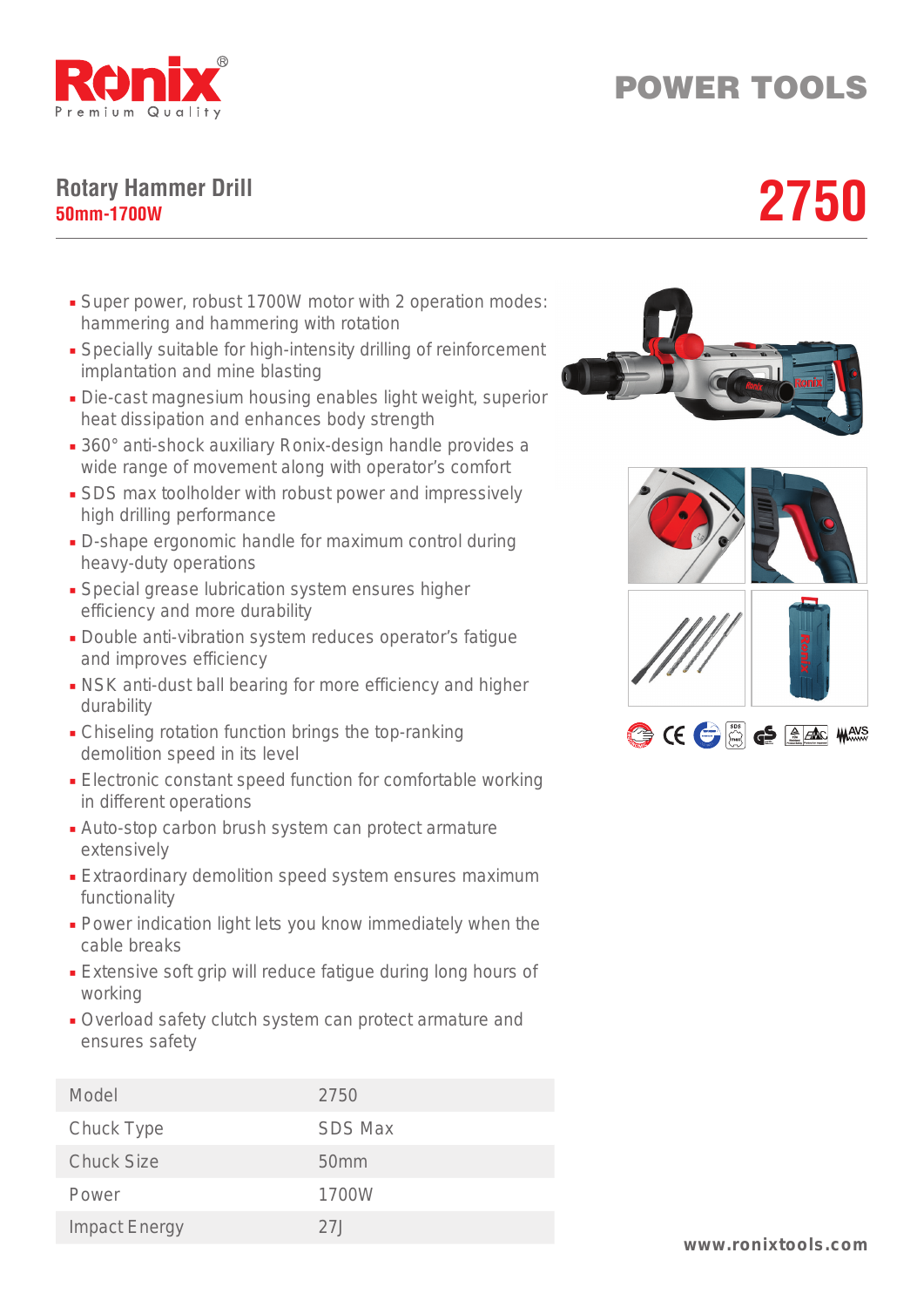Ronix®
Premium Quality

# POWER TOOLS

## Rotary Hammer Drill

**50mm-1700W**

## 2750

- Super power, robust 1700W motor with 2 operation modes: hammering and hammering with rotation
- Specially suitable for high-intensity drilling of reinforcement implantation and mine blasting
- Die-cast magnesium housing enables light weight, superior heat dissipation and enhances body strength
- 360° anti-shock auxiliary Ronix-design handle provides a wide range of movement along with operator's comfort
- SDS max toolholder with robust power and impressively high drilling performance
- D-shape ergonomic handle for maximum control during heavy-duty operations
- Special grease lubrication system ensures higher efficiency and more durability
- Double anti-vibration system reduces operator's fatigue and improves efficiency
- NSK anti-dust ball bearing for more efficiency and higher durability
- Chiseling rotation function brings the top-ranking demolition speed in its level
- Electronic constant speed function for comfortable working in different operations
- Auto-stop carbon brush system can protect armature extensively
- Extraordinary demolition speed system ensures maximum functionality
- Power indication light lets you know immediately when the cable breaks
- Extensive soft grip will reduce fatigue during long hours of working
- Overload safety clutch system can protect armature and ensures safety

| Model | 2750 |
|---|---|
| Chuck Type | SDS Max |
| Chuck Size | 50mm |
| Power | 1700W |
| Impact Energy | 27J |

www.ronixtools.com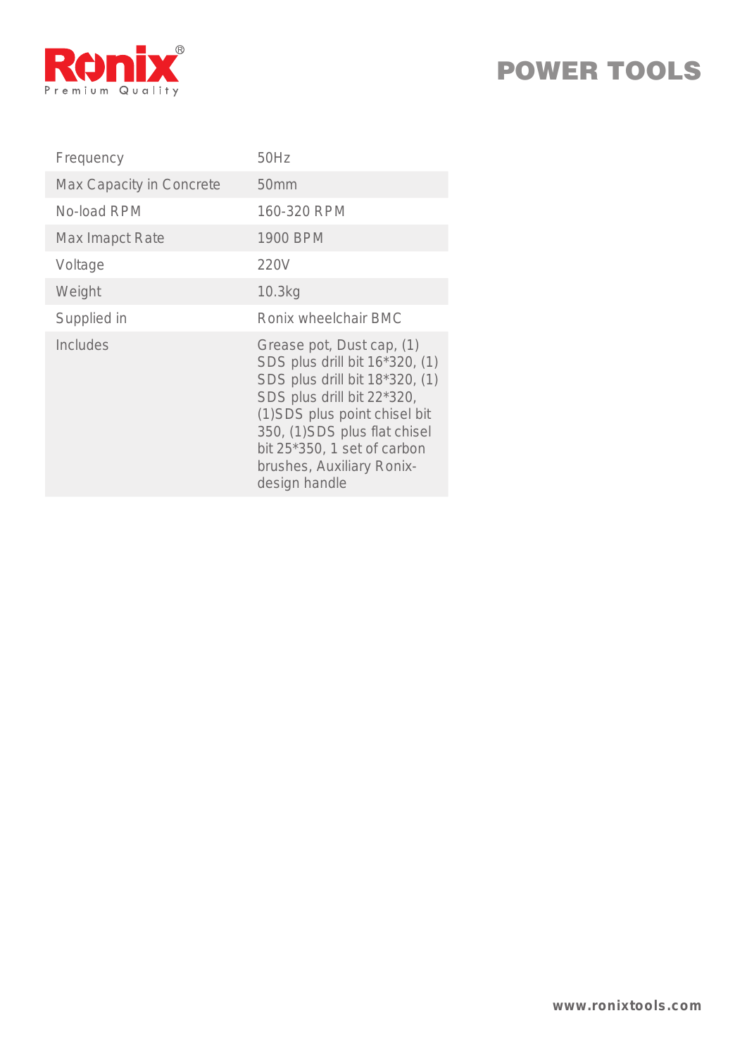| | |
|---|---|
| Frequency | 50Hz |
| Max Capacity in Concrete | 50mm |
| No-load RPM | 160-320 RPM |
| Max Imapct Rate | 1900 BPM |
| Voltage | 220V |
| Weight | 10.3kg |
| Supplied in | Ronix wheelchair BMC |
| Includes | Grease pot, Dust cap, (1) SDS plus drill bit 16*320, (1) SDS plus drill bit 18*320, (1) SDS plus drill bit 22*320, (1)SDS plus point chisel bit 350, (1)SDS plus flat chisel bit 25*350, 1 set of carbon brushes, Auxiliary Ronix-design handle |